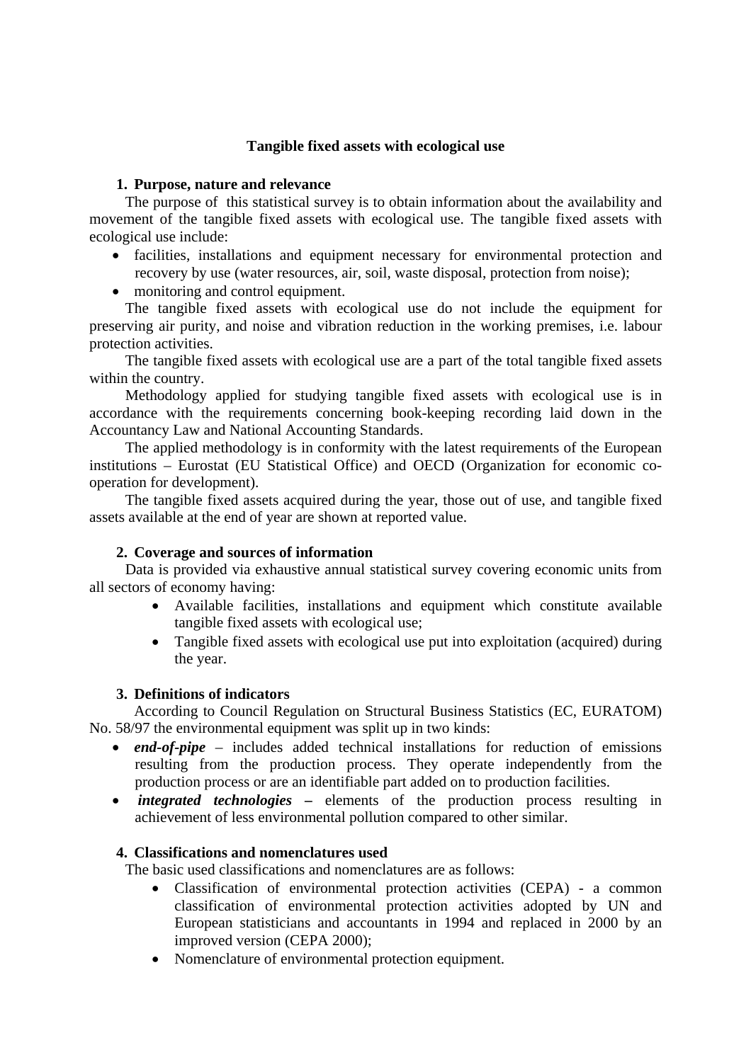# Tangible fixed assets with ecological use

## 1. Purpose, nature and relevance

The purpose of this statistical survey is to obtain information about the availability and movement of the tangible fixed assets with ecological use. The tangible fixed assets with ecological use include:

- facilities, installations and equipment necessary for environmental protection and recovery by use (water resources, air, soil, waste disposal, protection from noise);
- monitoring and control equipment.

The tangible fixed assets with ecological use do not include the equipment for preserving air purity, and noise and vibration reduction in the working premises, i.e. labour protection activities.

The tangible fixed assets with ecological use are a part of the total tangible fixed assets within the country.

Methodology applied for studying tangible fixed assets with ecological use is in accordance with the requirements concerning book-keeping recording laid down in the Accountancy Law and National Accounting Standards.

The applied methodology is in conformity with the latest requirements of the European institutions – Eurostat (EU Statistical Office) and OECD (Organization for economic co-operation for development).

The tangible fixed assets acquired during the year, those out of use, and tangible fixed assets available at the end of year are shown at reported value.

## 2. Coverage and sources of information

Data is provided via exhaustive annual statistical survey covering economic units from all sectors of economy having:

- Available facilities, installations and equipment which constitute available tangible fixed assets with ecological use;
- Tangible fixed assets with ecological use put into exploitation (acquired) during the year.

## 3. Definitions of indicators

According to Council Regulation on Structural Business Statistics (EC, EURATOM) No. 58/97 the environmental equipment was split up in two kinds:

- ***end-of-pipe*** – includes added technical installations for reduction of emissions resulting from the production process. They operate independently from the production process or are an identifiable part added on to production facilities.
- ***integrated technologies*** **–** elements of the production process resulting in achievement of less environmental pollution compared to other similar.

## 4. Classifications and nomenclatures used

The basic used classifications and nomenclatures are as follows:

- Classification of environmental protection activities (CEPA) - a common classification of environmental protection activities adopted by UN and European statisticians and accountants in 1994 and replaced in 2000 by an improved version (CEPA 2000);
- Nomenclature of environmental protection equipment.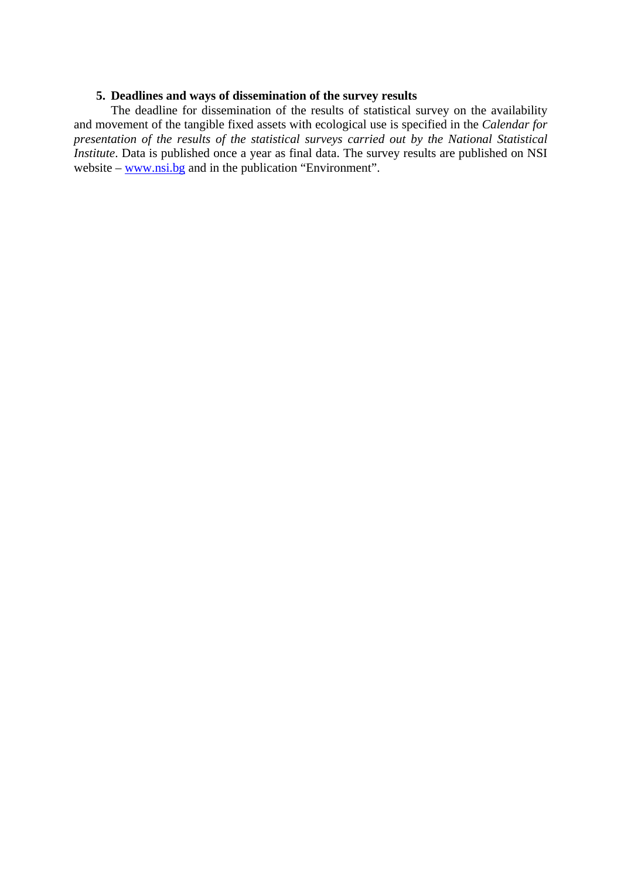## 5. Deadlines and ways of dissemination of the survey results

The deadline for dissemination of the results of statistical survey on the availability and movement of the tangible fixed assets with ecological use is specified in the *Calendar for presentation of the results of the statistical surveys carried out by the National Statistical Institute*. Data is published once a year as final data. The survey results are published on NSI website – [www.nsi.bg](http://www.nsi.bg) and in the publication "Environment".